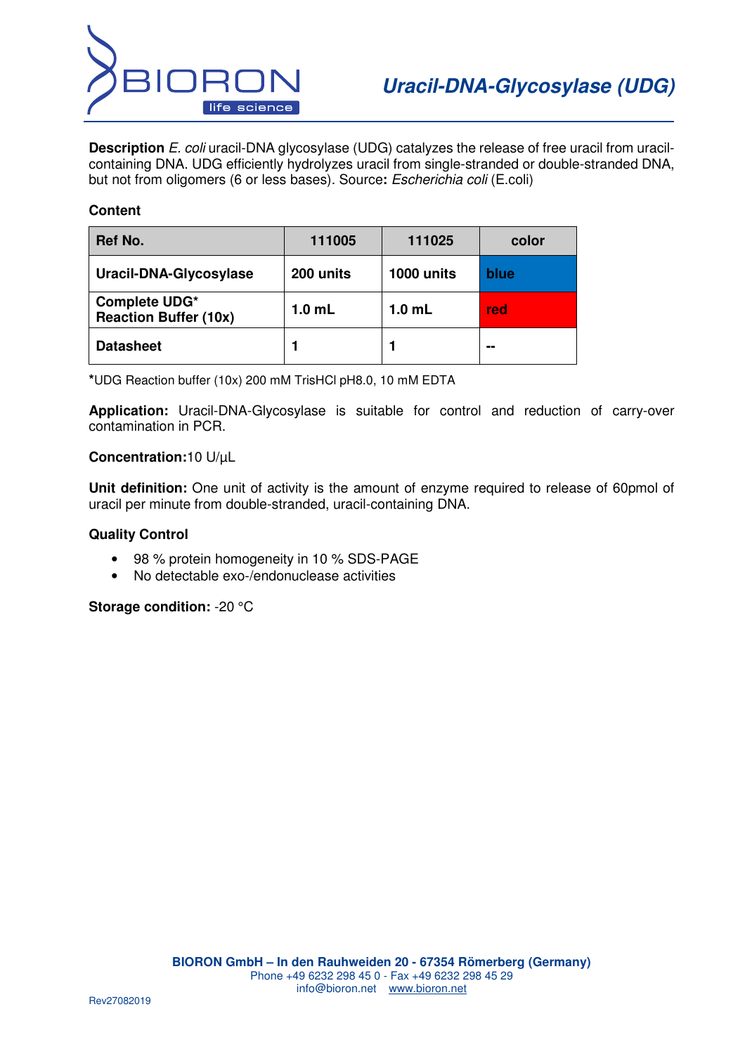# Uracil-DNA-Glycosylase (UDG)

**Description** *E. coli* uracil-DNA glycosylase (UDG) catalyzes the release of free uracil from uracil-containing DNA. UDG efficiently hydrolyzes uracil from single-stranded or double-stranded DNA, but not from oligomers (6 or less bases). Source**:** *Escherichia coli* (E.coli)

**Content**

| Ref No. | 111005 | 111025 | color |
|---|---|---|---|
| **Uracil-DNA-Glycosylase** | **200 units** | **1000 units** | **blue** |
| **Complete UDG* Reaction Buffer (10x)** | **1.0 mL** | **1.0 mL** | **red** |
| **Datasheet** | **1** | **1** | **--** |

***UDG Reaction buffer (10x) 200 mM TrisHCl pH8.0, 10 mM EDTA

**Application:** Uracil-DNA-Glycosylase is suitable for control and reduction of carry-over contamination in PCR.

**Concentration:** 10 U/µL

**Unit definition:** One unit of activity is the amount of enzyme required to release of 60pmol of uracil per minute from double-stranded, uracil-containing DNA.

**Quality Control**

- 98 % protein homogeneity in 10 % SDS-PAGE
- No detectable exo-/endonuclease activities

**Storage condition:** -20 °C

**BIORON GmbH – In den Rauhweiden 20 - 67354 Römerberg (Germany)**
Phone +49 6232 298 45 0 - Fax +49 6232 298 45 29
info@bioron.net www.bioron.net

Rev27082019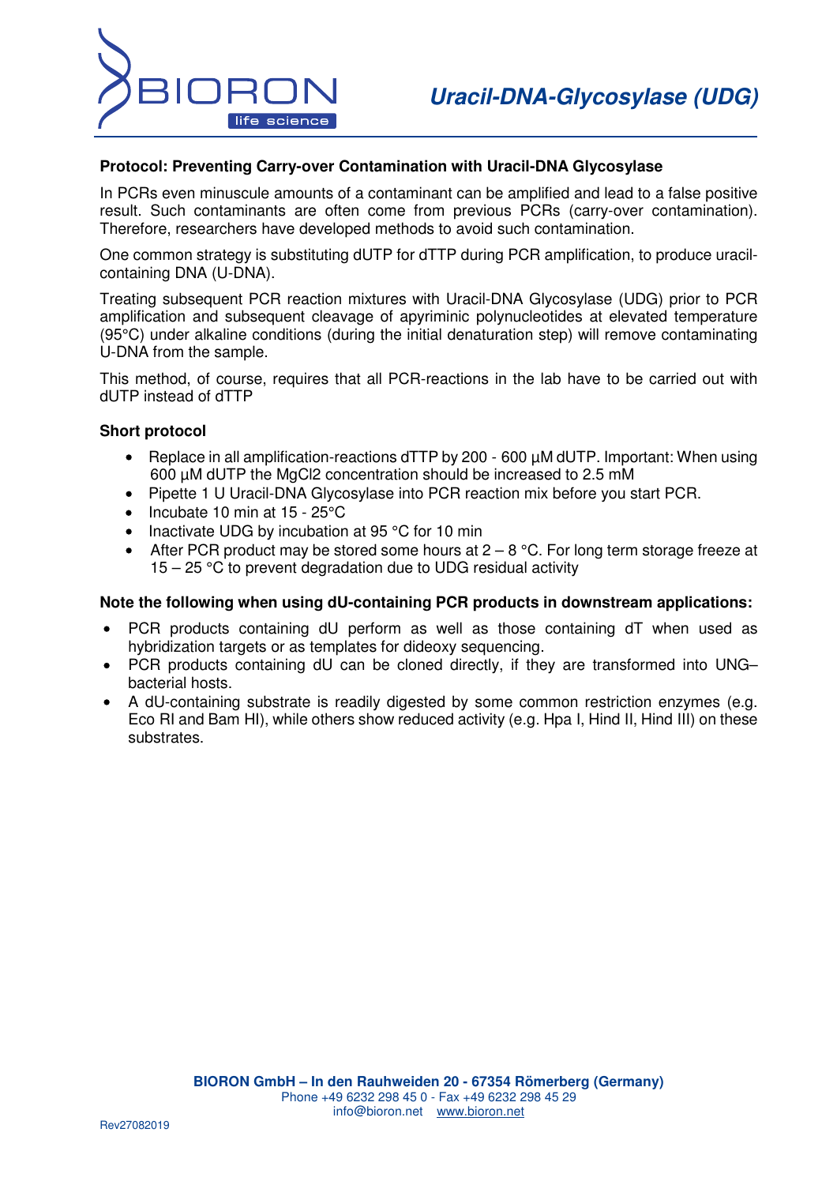# Uracil-DNA-Glycosylase (UDG)

## Protocol: Preventing Carry-over Contamination with Uracil-DNA Glycosylase

In PCRs even minuscule amounts of a contaminant can be amplified and lead to a false positive result. Such contaminants are often come from previous PCRs (carry-over contamination). Therefore, researchers have developed methods to avoid such contamination.

One common strategy is substituting dUTP for dTTP during PCR amplification, to produce uracil-containing DNA (U-DNA).

Treating subsequent PCR reaction mixtures with Uracil-DNA Glycosylase (UDG) prior to PCR amplification and subsequent cleavage of apyriminic polynucleotides at elevated temperature (95°C) under alkaline conditions (during the initial denaturation step) will remove contaminating U-DNA from the sample.

This method, of course, requires that all PCR-reactions in the lab have to be carried out with dUTP instead of dTTP

### Short protocol

- Replace in all amplification-reactions dTTP by 200 - 600 µM dUTP. Important: When using 600 µM dUTP the MgCl2 concentration should be increased to 2.5 mM
- Pipette 1 U Uracil-DNA Glycosylase into PCR reaction mix before you start PCR.
- Incubate 10 min at 15 - 25°C
- Inactivate UDG by incubation at 95 °C for 10 min
- After PCR product may be stored some hours at 2 – 8 °C. For long term storage freeze at 15 – 25 °C to prevent degradation due to UDG residual activity

### Note the following when using dU-containing PCR products in downstream applications:

- PCR products containing dU perform as well as those containing dT when used as hybridization targets or as templates for dideoxy sequencing.
- PCR products containing dU can be cloned directly, if they are transformed into UNG– bacterial hosts.
- A dU-containing substrate is readily digested by some common restriction enzymes (e.g. Eco RI and Bam HI), while others show reduced activity (e.g. Hpa I, Hind II, Hind III) on these substrates.

**BIORON GmbH – In den Rauhweiden 20 - 67354 Römerberg (Germany)**
Phone +49 6232 298 45 0 - Fax +49 6232 298 45 29
info@bioron.net www.bioron.net

Rev27082019